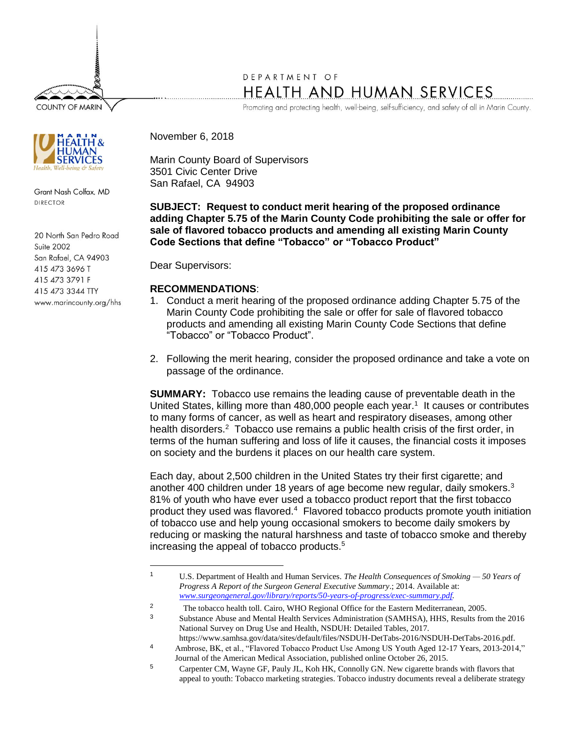COUNTY OF MARIN

DEPARTMENT OF
HEALTH AND HUMAN SERVICES
Promoting and protecting health, well-being, self-sufficiency, and safety of all in Marin County.

MARIN HEALTH & HUMAN SERVICES
Health, Well-being & Safety

Grant Nash Colfax, MD
DIRECTOR

20 North San Pedro Road
Suite 2002
San Rafael, CA 94903
415 473 3696 T
415 473 3791 F
415 473 3344 TTY
www.marincounty.org/hhs

November 6, 2018

Marin County Board of Supervisors
3501 Civic Center Drive
San Rafael, CA 94903

**SUBJECT: Request to conduct merit hearing of the proposed ordinance adding Chapter 5.75 of the Marin County Code prohibiting the sale or offer for sale of flavored tobacco products and amending all existing Marin County Code Sections that define "Tobacco" or "Tobacco Product"**

Dear Supervisors:

**RECOMMENDATIONS**:

1. Conduct a merit hearing of the proposed ordinance adding Chapter 5.75 of the Marin County Code prohibiting the sale or offer for sale of flavored tobacco products and amending all existing Marin County Code Sections that define "Tobacco" or "Tobacco Product".
2. Following the merit hearing, consider the proposed ordinance and take a vote on passage of the ordinance.

**SUMMARY:** Tobacco use remains the leading cause of preventable death in the United States, killing more than 480,000 people each year.[1] It causes or contributes to many forms of cancer, as well as heart and respiratory diseases, among other health disorders.[2] Tobacco use remains a public health crisis of the first order, in terms of the human suffering and loss of life it causes, the financial costs it imposes on society and the burdens it places on our health care system.

Each day, about 2,500 children in the United States try their first cigarette; and another 400 children under 18 years of age become new regular, daily smokers.[3] 81% of youth who have ever used a tobacco product report that the first tobacco product they used was flavored.[4] Flavored tobacco products promote youth initiation of tobacco use and help young occasional smokers to become daily smokers by reducing or masking the natural harshness and taste of tobacco smoke and thereby increasing the appeal of tobacco products.[5]

---

[1] U.S. Department of Health and Human Services. *The Health Consequences of Smoking — 50 Years of Progress A Report of the Surgeon General Executive Summary*.; 2014. Available at: *www.surgeongeneral.gov/library/reports/50-years-of-progress/exec-summary.pdf.*

[2] The tobacco health toll. Cairo, WHO Regional Office for the Eastern Mediterranean, 2005.

[3] Substance Abuse and Mental Health Services Administration (SAMHSA), HHS, Results from the 2016 National Survey on Drug Use and Health, NSDUH: Detailed Tables, 2017. https://www.samhsa.gov/data/sites/default/files/NSDUH-DetTabs-2016/NSDUH-DetTabs-2016.pdf.

[4] Ambrose, BK, et al., "Flavored Tobacco Product Use Among US Youth Aged 12-17 Years, 2013-2014," Journal of the American Medical Association, published online October 26, 2015.

[5] Carpenter CM, Wayne GF, Pauly JL, Koh HK, Connolly GN. New cigarette brands with flavors that appeal to youth: Tobacco marketing strategies. Tobacco industry documents reveal a deliberate strategy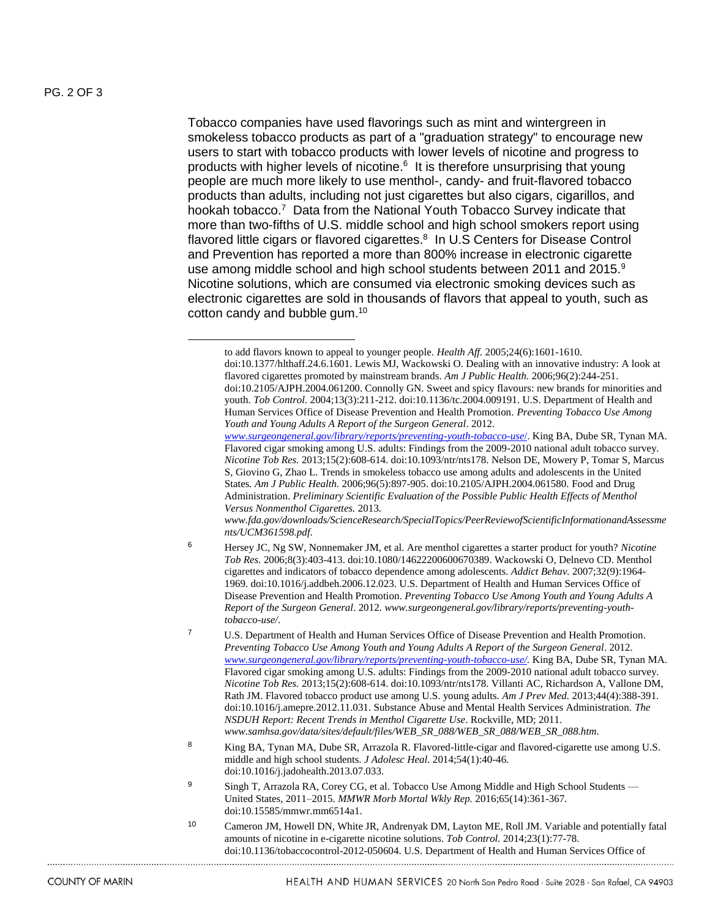Tobacco companies have used flavorings such as mint and wintergreen in smokeless tobacco products as part of a "graduation strategy" to encourage new users to start with tobacco products with lower levels of nicotine and progress to products with higher levels of nicotine.[6] It is therefore unsurprising that young people are much more likely to use menthol-, candy- and fruit-flavored tobacco products than adults, including not just cigarettes but also cigars, cigarillos, and hookah tobacco.[7] Data from the National Youth Tobacco Survey indicate that more than two-fifths of U.S. middle school and high school smokers report using flavored little cigars or flavored cigarettes.[8] In U.S Centers for Disease Control and Prevention has reported a more than 800% increase in electronic cigarette use among middle school and high school students between 2011 and 2015.[9] Nicotine solutions, which are consumed via electronic smoking devices such as electronic cigarettes are sold in thousands of flavors that appeal to youth, such as cotton candy and bubble gum.[10]

---

to add flavors known to appeal to younger people. *Health Aff.* 2005;24(6):1601-1610. doi:10.1377/hlthaff.24.6.1601. Lewis MJ, Wackowski O. Dealing with an innovative industry: A look at flavored cigarettes promoted by mainstream brands. *Am J Public Health.* 2006;96(2):244-251. doi:10.2105/AJPH.2004.061200. Connolly GN. Sweet and spicy flavours: new brands for minorities and youth. *Tob Control.* 2004;13(3):211-212. doi:10.1136/tc.2004.009191. U.S. Department of Health and Human Services Office of Disease Prevention and Health Promotion. *Preventing Tobacco Use Among Youth and Young Adults A Report of the Surgeon General*. 2012. www.surgeongeneral.gov/library/reports/preventing-youth-tobacco-use/. King BA, Dube SR, Tynan MA. Flavored cigar smoking among U.S. adults: Findings from the 2009-2010 national adult tobacco survey. *Nicotine Tob Res.* 2013;15(2):608-614. doi:10.1093/ntr/nts178. Nelson DE, Mowery P, Tomar S, Marcus S, Giovino G, Zhao L. Trends in smokeless tobacco use among adults and adolescents in the United States. *Am J Public Health.* 2006;96(5):897-905. doi:10.2105/AJPH.2004.061580. Food and Drug Administration. *Preliminary Scientific Evaluation of the Possible Public Health Effects of Menthol Versus Nonmenthol Cigarettes.* 2013. *www.fda.gov/downloads/ScienceResearch/SpecialTopics/PeerReviewofScientificInformationandAssessments/UCM361598.pdf.*

6. Hersey JC, Ng SW, Nonnemaker JM, et al. Are menthol cigarettes a starter product for youth? *Nicotine Tob Res.* 2006;8(3):403-413. doi:10.1080/14622200600670389. Wackowski O, Delnevo CD. Menthol cigarettes and indicators of tobacco dependence among adolescents. *Addict Behav.* 2007;32(9):1964-1969. doi:10.1016/j.addbeh.2006.12.023. U.S. Department of Health and Human Services Office of Disease Prevention and Health Promotion. *Preventing Tobacco Use Among Youth and Young Adults A Report of the Surgeon General*. 2012. *www.surgeongeneral.gov/library/reports/preventing-youth-tobacco-use/.*

7. U.S. Department of Health and Human Services Office of Disease Prevention and Health Promotion. *Preventing Tobacco Use Among Youth and Young Adults A Report of the Surgeon General*. 2012. www.surgeongeneral.gov/library/reports/preventing-youth-tobacco-use/. King BA, Dube SR, Tynan MA. Flavored cigar smoking among U.S. adults: Findings from the 2009-2010 national adult tobacco survey. *Nicotine Tob Res.* 2013;15(2):608-614. doi:10.1093/ntr/nts178. Villanti AC, Richardson A, Vallone DM, Rath JM. Flavored tobacco product use among U.S. young adults. *Am J Prev Med.* 2013;44(4):388-391. doi:10.1016/j.amepre.2012.11.031. Substance Abuse and Mental Health Services Administration. *The NSDUH Report: Recent Trends in Menthol Cigarette Use*. Rockville, MD; 2011. *www.samhsa.gov/data/sites/default/files/WEB_SR_088/WEB_SR_088/WEB_SR_088.htm.*

8. King BA, Tynan MA, Dube SR, Arrazola R. Flavored-little-cigar and flavored-cigarette use among U.S. middle and high school students. *J Adolesc Heal.* 2014;54(1):40-46. doi:10.1016/j.jadohealth.2013.07.033.

9. Singh T, Arrazola RA, Corey CG, et al. Tobacco Use Among Middle and High School Students — United States, 2011–2015. *MMWR Morb Mortal Wkly Rep.* 2016;65(14):361-367. doi:10.15585/mmwr.mm6514a1.

10. Cameron JM, Howell DN, White JR, Andrenyak DM, Layton ME, Roll JM. Variable and potentially fatal amounts of nicotine in e-cigarette nicotine solutions. *Tob Control.* 2014;23(1):77-78. doi:10.1136/tobaccocontrol-2012-050604. U.S. Department of Health and Human Services Office of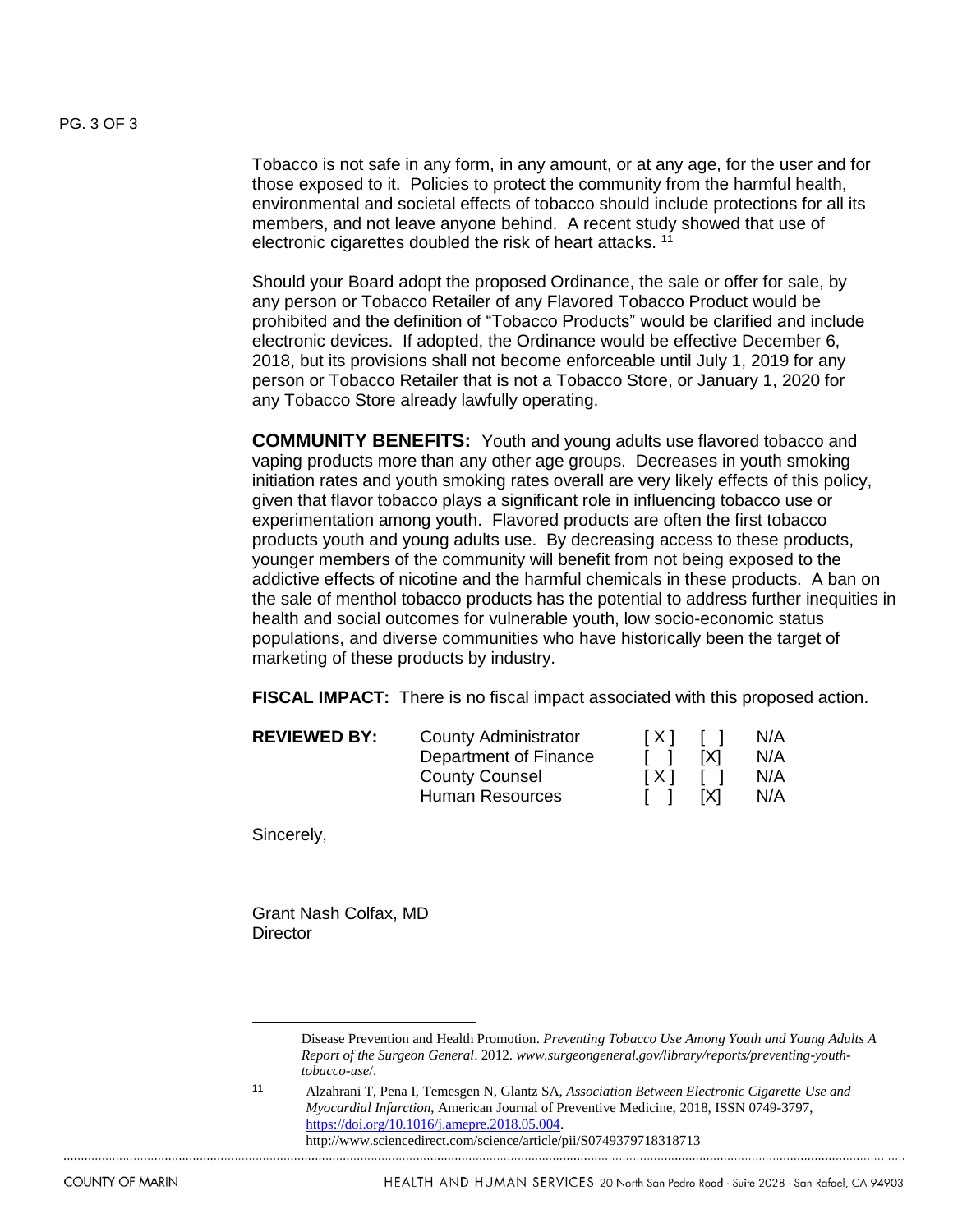Tobacco is not safe in any form, in any amount, or at any age, for the user and for those exposed to it. Policies to protect the community from the harmful health, environmental and societal effects of tobacco should include protections for all its members, and not leave anyone behind. A recent study showed that use of electronic cigarettes doubled the risk of heart attacks. [11]

Should your Board adopt the proposed Ordinance, the sale or offer for sale, by any person or Tobacco Retailer of any Flavored Tobacco Product would be prohibited and the definition of "Tobacco Products" would be clarified and include electronic devices. If adopted, the Ordinance would be effective December 6, 2018, but its provisions shall not become enforceable until July 1, 2019 for any person or Tobacco Retailer that is not a Tobacco Store, or January 1, 2020 for any Tobacco Store already lawfully operating.

**COMMUNITY BENEFITS:** Youth and young adults use flavored tobacco and vaping products more than any other age groups. Decreases in youth smoking initiation rates and youth smoking rates overall are very likely effects of this policy, given that flavor tobacco plays a significant role in influencing tobacco use or experimentation among youth. Flavored products are often the first tobacco products youth and young adults use. By decreasing access to these products, younger members of the community will benefit from not being exposed to the addictive effects of nicotine and the harmful chemicals in these products. A ban on the sale of menthol tobacco products has the potential to address further inequities in health and social outcomes for vulnerable youth, low socio-economic status populations, and diverse communities who have historically been the target of marketing of these products by industry.

**FISCAL IMPACT:** There is no fiscal impact associated with this proposed action.

| | | | | |
|---|---|---|---|---|
| **REVIEWED BY:** | County Administrator | [ X ] | [ ] | N/A |
| | Department of Finance | [ ] | [X] | N/A |
| | County Counsel | [ X ] | [ ] | N/A |
| | Human Resources | [ ] | [X] | N/A |

Sincerely,

Grant Nash Colfax, MD
Director

---

Disease Prevention and Health Promotion. *Preventing Tobacco Use Among Youth and Young Adults A Report of the Surgeon General*. 2012. *www.surgeongeneral.gov/library/reports/preventing-youth-tobacco-use/*.

[11] Alzahrani T, Pena I, Temesgen N, Glantz SA, *Association Between Electronic Cigarette Use and Myocardial Infarction*, American Journal of Preventive Medicine, 2018, ISSN 0749-3797, https://doi.org/10.1016/j.amepre.2018.05.004. http://www.sciencedirect.com/science/article/pii/S0749379718318713